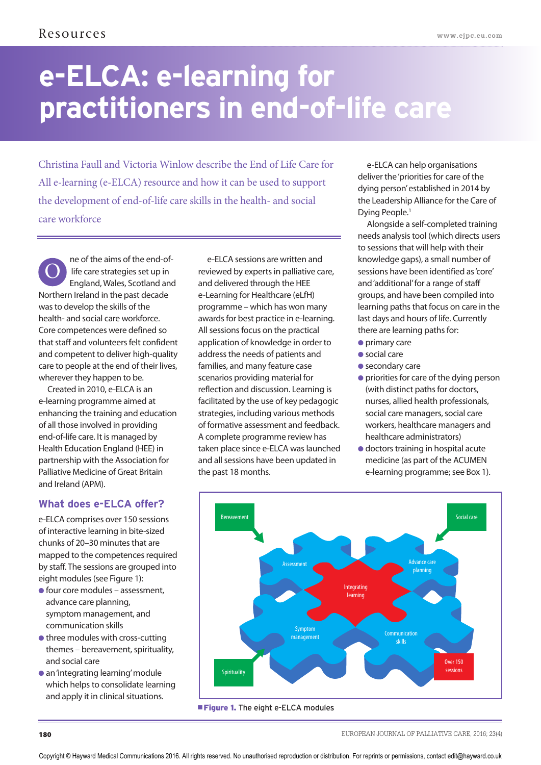# e-ELCA: e-learning for practitioners in end-of-life care

Christina Faull and Victoria Winlow describe the End of Life Care for All e-learning (e-ELCA) resource and how it can be used to support the development of end-of-life care skills in the health- and social care workforce

One of the aims of the end-of-life care strategies set up in England, Wales, Scotland and Northern Ireland in the past decade was to develop the skills of the health- and social care workforce. Core competences were defined so that staff and volunteers felt confident and competent to deliver high-quality care to people at the end of their lives, wherever they happen to be.

Created in 2010, e-ELCA is an e-learning programme aimed at enhancing the training and education of all those involved in providing end-of-life care. It is managed by Health Education England (HEE) in partnership with the Association for Palliative Medicine of Great Britain and Ireland (APM).

## What does e-ELCA offer?

e-ELCA comprises over 150 sessions of interactive learning in bite-sized chunks of 20–30 minutes that are mapped to the competences required by staff. The sessions are grouped into eight modules (see Figure 1):

- four core modules – assessment, advance care planning, symptom management, and communication skills
- three modules with cross-cutting themes – bereavement, spirituality, and social care
- an 'integrating learning' module which helps to consolidate learning and apply it in clinical situations.

e-ELCA sessions are written and reviewed by experts in palliative care, and delivered through the HEE e-Learning for Healthcare (eLfH) programme – which has won many awards for best practice in e-learning. All sessions focus on the practical application of knowledge in order to address the needs of patients and families, and many feature case scenarios providing material for reflection and discussion. Learning is facilitated by the use of key pedagogic strategies, including various methods of formative assessment and feedback. A complete programme review has taken place since e-ELCA was launched and all sessions have been updated in the past 18 months.

e-ELCA can help organisations deliver the 'priorities for care of the dying person' established in 2014 by the Leadership Alliance for the Care of Dying People.[1]

Alongside a self-completed training needs analysis tool (which directs users to sessions that will help with their knowledge gaps), a small number of sessions have been identified as 'core' and 'additional' for a range of staff groups, and have been compiled into learning paths that focus on care in the last days and hours of life. Currently there are learning paths for:

- primary care
- social care
- secondary care
- priorities for care of the dying person (with distinct paths for doctors, nurses, allied health professionals, social care managers, social care workers, healthcare managers and healthcare administrators)
- doctors training in hospital acute medicine (as part of the ACUMEN e-learning programme; see Box 1).

Bereavement | Social care | Assessment | Advance care planning | Integrating learning | Symptom management | Communication skills | Spirituality | Over 150 sessions

**Figure 1.** The eight e-ELCA modules

Copyright © Hayward Medical Communications 2016. All rights reserved. No unauthorised reproduction or distribution. For reprints or permissions, contact edit@hayward.co.uk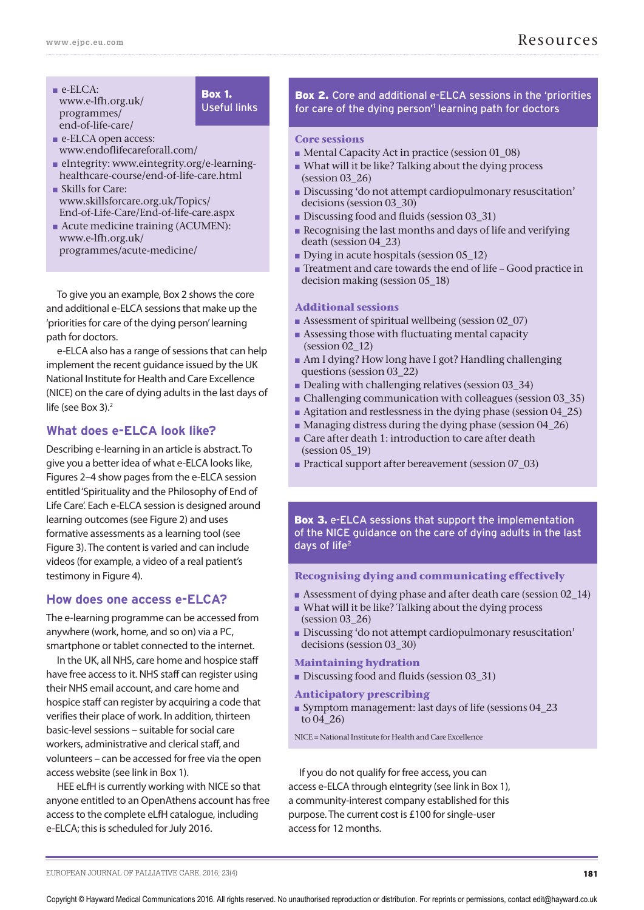**Box 1. Useful links**

- e-ELCA: www.e-lfh.org.uk/programmes/end-of-life-care/
- e-ELCA open access: www.endoflifecareforall.com/
- eIntegrity: www.eintegrity.org/e-learning-healthcare-course/end-of-life-care.html
- Skills for Care: www.skillsforcare.org.uk/Topics/End-of-Life-Care/End-of-life-care.aspx
- Acute medicine training (ACUMEN): www.e-lfh.org.uk/programmes/acute-medicine/

To give you an example, Box 2 shows the core and additional e-ELCA sessions that make up the 'priorities for care of the dying person' learning path for doctors.

e-ELCA also has a range of sessions that can help implement the recent guidance issued by the UK National Institute for Health and Care Excellence (NICE) on the care of dying adults in the last days of life (see Box 3).[2]

## What does e-ELCA look like?

Describing e-learning in an article is abstract. To give you a better idea of what e-ELCA looks like, Figures 2–4 show pages from the e-ELCA session entitled 'Spirituality and the Philosophy of End of Life Care'. Each e-ELCA session is designed around learning outcomes (see Figure 2) and uses formative assessments as a learning tool (see Figure 3). The content is varied and can include videos (for example, a video of a real patient's testimony in Figure 4).

## How does one access e-ELCA?

The e-learning programme can be accessed from anywhere (work, home, and so on) via a PC, smartphone or tablet connected to the internet.

In the UK, all NHS, care home and hospice staff have free access to it. NHS staff can register using their NHS email account, and care home and hospice staff can register by acquiring a code that verifies their place of work. In addition, thirteen basic-level sessions – suitable for social care workers, administrative and clerical staff, and volunteers – can be accessed for free via the open access website (see link in Box 1).

HEE eLfH is currently working with NICE so that anyone entitled to an OpenAthens account has free access to the complete eLfH catalogue, including e-ELCA; this is scheduled for July 2016.

**Box 2. Core and additional e-ELCA sessions in the 'priorities for care of the dying person'[1] learning path for doctors**

**Core sessions**

- Mental Capacity Act in practice (session 01_08)
- What will it be like? Talking about the dying process (session 03_26)
- Discussing 'do not attempt cardiopulmonary resuscitation' decisions (session 03_30)
- Discussing food and fluids (session 03_31)
- Recognising the last months and days of life and verifying death (session 04_23)
- Dying in acute hospitals (session 05_12)
- Treatment and care towards the end of life – Good practice in decision making (session 05_18)

**Additional sessions**

- Assessment of spiritual wellbeing (session 02_07)
- Assessing those with fluctuating mental capacity (session 02_12)
- Am I dying? How long have I got? Handling challenging questions (session 03_22)
- Dealing with challenging relatives (session 03_34)
- Challenging communication with colleagues (session 03_35)
- Agitation and restlessness in the dying phase (session 04_25)
- Managing distress during the dying phase (session 04_26)
- Care after death 1: introduction to care after death (session 05_19)
- Practical support after bereavement (session 07_03)

**Box 3. e-ELCA sessions that support the implementation of the NICE guidance on the care of dying adults in the last days of life[2]**

**Recognising dying and communicating effectively**

- Assessment of dying phase and after death care (session 02_14)
- What will it be like? Talking about the dying process (session 03_26)
- Discussing 'do not attempt cardiopulmonary resuscitation' decisions (session 03_30)

**Maintaining hydration**

- Discussing food and fluids (session 03_31)

**Anticipatory prescribing**

- Symptom management: last days of life (sessions 04_23 to 04_26)

NICE = National Institute for Health and Care Excellence

If you do not qualify for free access, you can access e-ELCA through eIntegrity (see link in Box 1), a community-interest company established for this purpose. The current cost is £100 for single-user access for 12 months.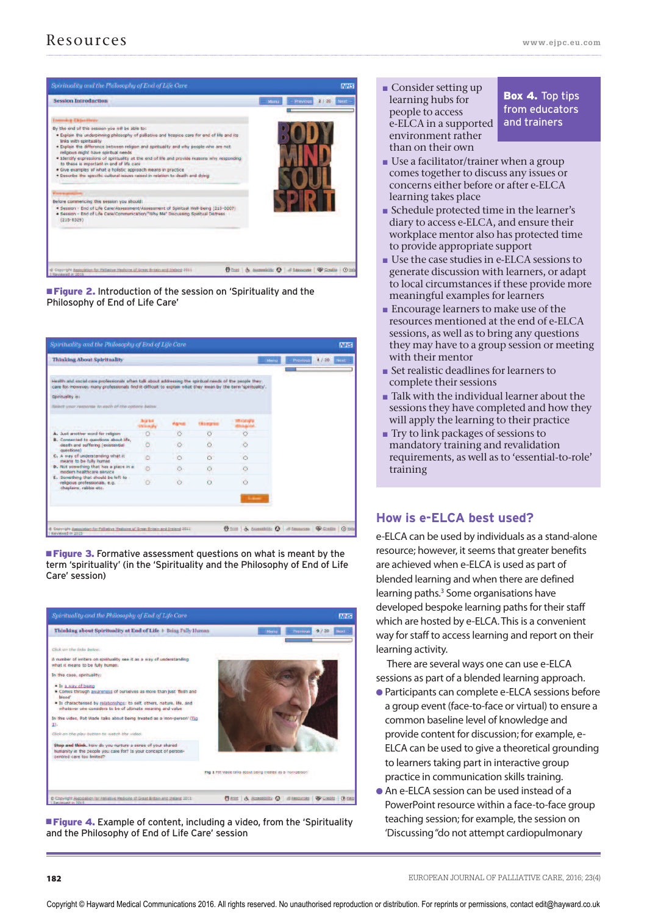**Figure 2.** Introduction of the session on 'Spirituality and the Philosophy of End of Life Care'

**Figure 3.** Formative assessment questions on what is meant by the term 'spirituality' (in the 'Spirituality and the Philosophy of End of Life Care' session)

**Figure 4.** Example of content, including a video, from the 'Spirituality and the Philosophy of End of Life Care' session

**Box 4. Top tips from educators and trainers**

- Consider setting up learning hubs for people to access e-ELCA in a supported environment rather than on their own
- Use a facilitator/trainer when a group comes together to discuss any issues or concerns either before or after e-ELCA learning takes place
- Schedule protected time in the learner's diary to access e-ELCA, and ensure their workplace mentor also has protected time to provide appropriate support
- Use the case studies in e-ELCA sessions to generate discussion with learners, or adapt to local circumstances if these provide more meaningful examples for learners
- Encourage learners to make use of the resources mentioned at the end of e-ELCA sessions, as well as to bring any questions they may have to a group session or meeting with their mentor
- Set realistic deadlines for learners to complete their sessions
- Talk with the individual learner about the sessions they have completed and how they will apply the learning to their practice
- Try to link packages of sessions to mandatory training and revalidation requirements, as well as to 'essential-to-role' training

## How is e-ELCA best used?

e-ELCA can be used by individuals as a stand-alone resource; however, it seems that greater benefits are achieved when e-ELCA is used as part of blended learning and when there are defined learning paths.[3] Some organisations have developed bespoke learning paths for their staff which are hosted by e-ELCA. This is a convenient way for staff to access learning and report on their learning activity.

There are several ways one can use e-ELCA sessions as part of a blended learning approach.

- Participants can complete e-ELCA sessions before a group event (face-to-face or virtual) to ensure a common baseline level of knowledge and provide content for discussion; for example, e-ELCA can be used to give a theoretical grounding to learners taking part in interactive group practice in communication skills training.
- An e-ELCA session can be used instead of a PowerPoint resource within a face-to-face group teaching session; for example, the session on 'Discussing "do not attempt cardiopulmonary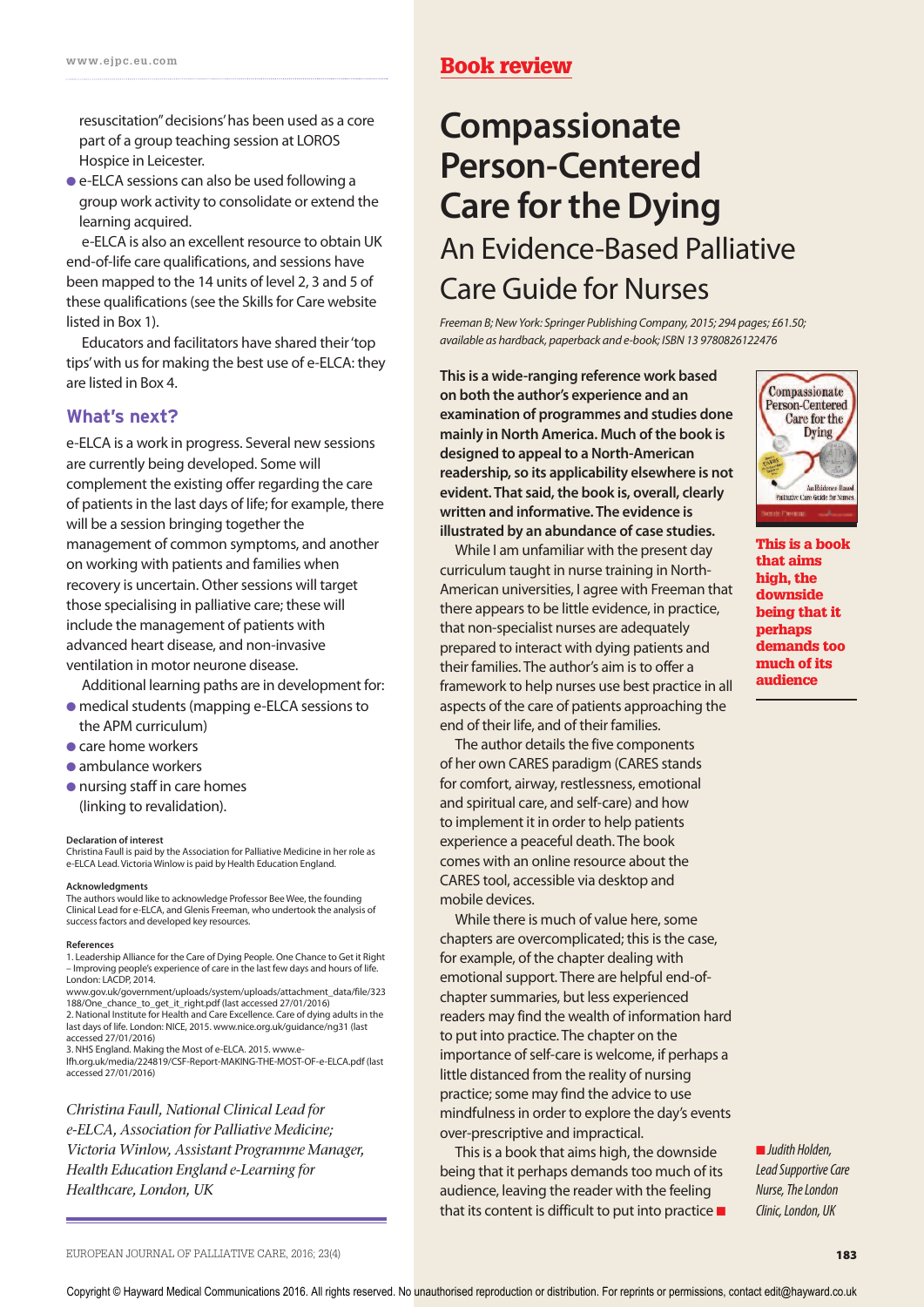resuscitation" decisions' has been used as a core part of a group teaching session at LOROS Hospice in Leicester.

- e-ELCA sessions can also be used following a group work activity to consolidate or extend the learning acquired.

e-ELCA is also an excellent resource to obtain UK end-of-life care qualifications, and sessions have been mapped to the 14 units of level 2, 3 and 5 of these qualifications (see the Skills for Care website listed in Box 1).

Educators and facilitators have shared their 'top tips' with us for making the best use of e-ELCA: they are listed in Box 4.

## What's next?

e-ELCA is a work in progress. Several new sessions are currently being developed. Some will complement the existing offer regarding the care of patients in the last days of life; for example, there will be a session bringing together the management of common symptoms, and another on working with patients and families when recovery is uncertain. Other sessions will target those specialising in palliative care; these will include the management of patients with advanced heart disease, and non-invasive ventilation in motor neurone disease.

Additional learning paths are in development for:

- medical students (mapping e-ELCA sessions to the APM curriculum)
- care home workers
- ambulance workers
- nursing staff in care homes (linking to revalidation).

**Declaration of interest**
Christina Faull is paid by the Association for Palliative Medicine in her role as e-ELCA Lead. Victoria Winlow is paid by Health Education England.

**Acknowledgments**
The authors would like to acknowledge Professor Bee Wee, the founding Clinical Lead for e-ELCA, and Glenis Freeman, who undertook the analysis of success factors and developed key resources.

**References**
1. Leadership Alliance for the Care of Dying People. One Chance to Get it Right – Improving people's experience of care in the last few days and hours of life. London: LACDP, 2014. www.gov.uk/government/uploads/system/uploads/attachment_data/file/323188/One_chance_to_get_it_right.pdf (last accessed 27/01/2016)
2. National Institute for Health and Care Excellence. Care of dying adults in the last days of life. London: NICE, 2015. www.nice.org.uk/guidance/ng31 (last accessed 27/01/2016)
3. NHS England. Making the Most of e-ELCA. 2015. www.e-lfh.org.uk/media/224819/CSF-Report-MAKING-THE-MOST-OF-e-ELCA.pdf (last accessed 27/01/2016)

*Christina Faull, National Clinical Lead for e-ELCA, Association for Palliative Medicine; Victoria Winlow, Assistant Programme Manager, Health Education England e-Learning for Healthcare, London, UK*

# Book review

# Compassionate Person-Centered Care for the Dying

## An Evidence-Based Palliative Care Guide for Nurses

*Freeman B; New York: Springer Publishing Company, 2015; 294 pages; £61.50; available as hardback, paperback and e-book; ISBN 13 9780826122476*

**This is a wide-ranging reference work based on both the author's experience and an examination of programmes and studies done mainly in North America. Much of the book is designed to appeal to a North-American readership, so its applicability elsewhere is not evident. That said, the book is, overall, clearly written and informative. The evidence is illustrated by an abundance of case studies.**

While I am unfamiliar with the present day curriculum taught in nurse training in North-American universities, I agree with Freeman that there appears to be little evidence, in practice, that non-specialist nurses are adequately prepared to interact with dying patients and their families. The author's aim is to offer a framework to help nurses use best practice in all aspects of the care of patients approaching the end of their life, and of their families.

**This is a book that aims high, the downside being that it perhaps demands too much of its audience**

The author details the five components of her own CARES paradigm (CARES stands for comfort, airway, restlessness, emotional and spiritual care, and self-care) and how to implement it in order to help patients experience a peaceful death. The book comes with an online resource about the CARES tool, accessible via desktop and mobile devices.

While there is much of value here, some chapters are overcomplicated; this is the case, for example, of the chapter dealing with emotional support. There are helpful end-of-chapter summaries, but less experienced readers may find the wealth of information hard to put into practice. The chapter on the importance of self-care is welcome, if perhaps a little distanced from the reality of nursing practice; some may find the advice to use mindfulness in order to explore the day's events over-prescriptive and impractical.

This is a book that aims high, the downside being that it perhaps demands too much of its audience, leaving the reader with the feeling that its content is difficult to put into practice ■

■ *Judith Holden, Lead Supportive Care Nurse, The London Clinic, London, UK*